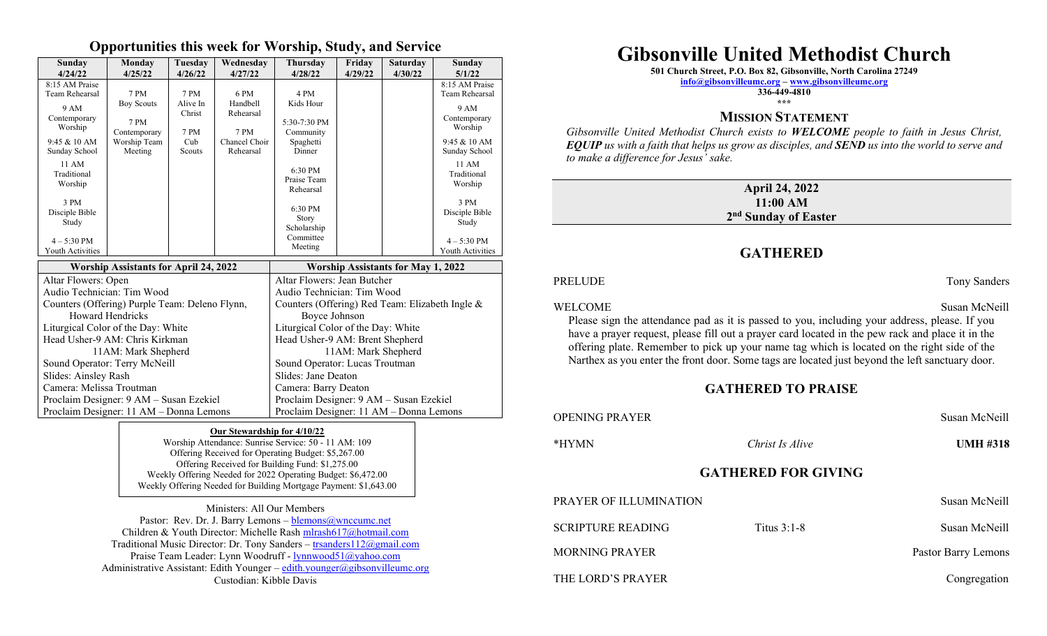## Opportunities this week for Worship, Study, and Service

| Sunday 4/24/22 | Monday 4/25/22 | Tuesday 4/26/22 | Wednesday 4/27/22 | Thursday 4/28/22 | Friday 4/29/22 | Saturday 4/30/22 | Sunday 5/1/22 |
|---|---|---|---|---|---|---|---|
| 8:15 AM Praise Team Rehearsal<br>9 AM Contemporary Worship<br>9:45 & 10 AM Sunday School<br>11 AM Traditional Worship<br>3 PM Disciple Bible Study<br>4 – 5:30 PM Youth Activities | 7 PM Boy Scouts<br>7 PM Contemporary Worship Team Meeting | 7 PM Alive In Christ<br>7 PM Cub Scouts | 6 PM Handbell Rehearsal<br>7 PM Chancel Choir Rehearsal | 4 PM Kids Hour<br>5:30-7:30 PM Community Spaghetti Dinner<br>6:30 PM Praise Team Rehearsal<br>6:30 PM Story Scholarship Committee Meeting | | | 8:15 AM Praise Team Rehearsal<br>9 AM Contemporary Worship<br>9:45 & 10 AM Sunday School<br>11 AM Traditional Worship<br>3 PM Disciple Bible Study<br>4 – 5:30 PM Youth Activities |

| Worship Assistants for April 24, 2022 | Worship Assistants for May 1, 2022 |
|---|---|
| Altar Flowers: Open | Altar Flowers: Jean Butcher |
| Audio Technician: Tim Wood | Audio Technician: Tim Wood |
| Counters (Offering) Purple Team: Deleno Flynn, Howard Hendricks | Counters (Offering) Red Team: Elizabeth Ingle & Boyce Johnson |
| Liturgical Color of the Day: White | Liturgical Color of the Day: White |
| Head Usher-9 AM: Chris Kirkman<br>11AM: Mark Shepherd | Head Usher-9 AM: Brent Shepherd<br>11AM: Mark Shepherd |
| Sound Operator: Terry McNeill | Sound Operator: Lucas Troutman |
| Slides: Ainsley Rash | Slides: Jane Deaton |
| Camera: Melissa Troutman | Camera: Barry Deaton |
| Proclaim Designer: 9 AM – Susan Ezekiel | Proclaim Designer: 9 AM – Susan Ezekiel |
| Proclaim Designer: 11 AM – Donna Lemons | Proclaim Designer: 11 AM – Donna Lemons |

**Our Stewardship for 4/10/22**

Worship Attendance: Sunrise Service: 50 - 11 AM: 109
Offering Received for Operating Budget: $5,267.00
Offering Received for Building Fund: $1,275.00
Weekly Offering Needed for 2022 Operating Budget: $6,472.00
Weekly Offering Needed for Building Mortgage Payment: $1,643.00

Ministers: All Our Members
Pastor: Rev. Dr. J. Barry Lemons – blemons@wnccumc.net
Children & Youth Director: Michelle Rash mlrash617@hotmail.com
Traditional Music Director: Dr. Tony Sanders – trsanders112@gmail.com
Praise Team Leader: Lynn Woodruff - lynnwood51@yahoo.com
Administrative Assistant: Edith Younger – edith.younger@gibsonvilleumc.org
Custodian: Kibble Davis

# Gibsonville United Methodist Church

**501 Church Street, P.O. Box 82, Gibsonville, North Carolina 27249**
**info@gibsonvilleumc.org – www.gibsonvilleumc.org**
**336-449-4810**
***

## MISSION STATEMENT

*Gibsonville United Methodist Church exists to **WELCOME** people to faith in Jesus Christ, **EQUIP** us with a faith that helps us grow as disciples, and **SEND** us into the world to serve and to make a difference for Jesus' sake.*

**April 24, 2022**
**11:00 AM**
**2nd Sunday of Easter**

## GATHERED

PRELUDE — Tony Sanders

WELCOME — Susan McNeill

Please sign the attendance pad as it is passed to you, including your address, please. If you have a prayer request, please fill out a prayer card located in the pew rack and place it in the offering plate. Remember to pick up your name tag which is located on the right side of the Narthex as you enter the front door. Some tags are located just beyond the left sanctuary door.

## GATHERED TO PRAISE

OPENING PRAYER — Susan McNeill

*HYMN — *Christ Is Alive* — **UMH #318**

## GATHERED FOR GIVING

PRAYER OF ILLUMINATION — Susan McNeill

SCRIPTURE READING — Titus 3:1-8 — Susan McNeill

MORNING PRAYER — Pastor Barry Lemons

THE LORD'S PRAYER — Congregation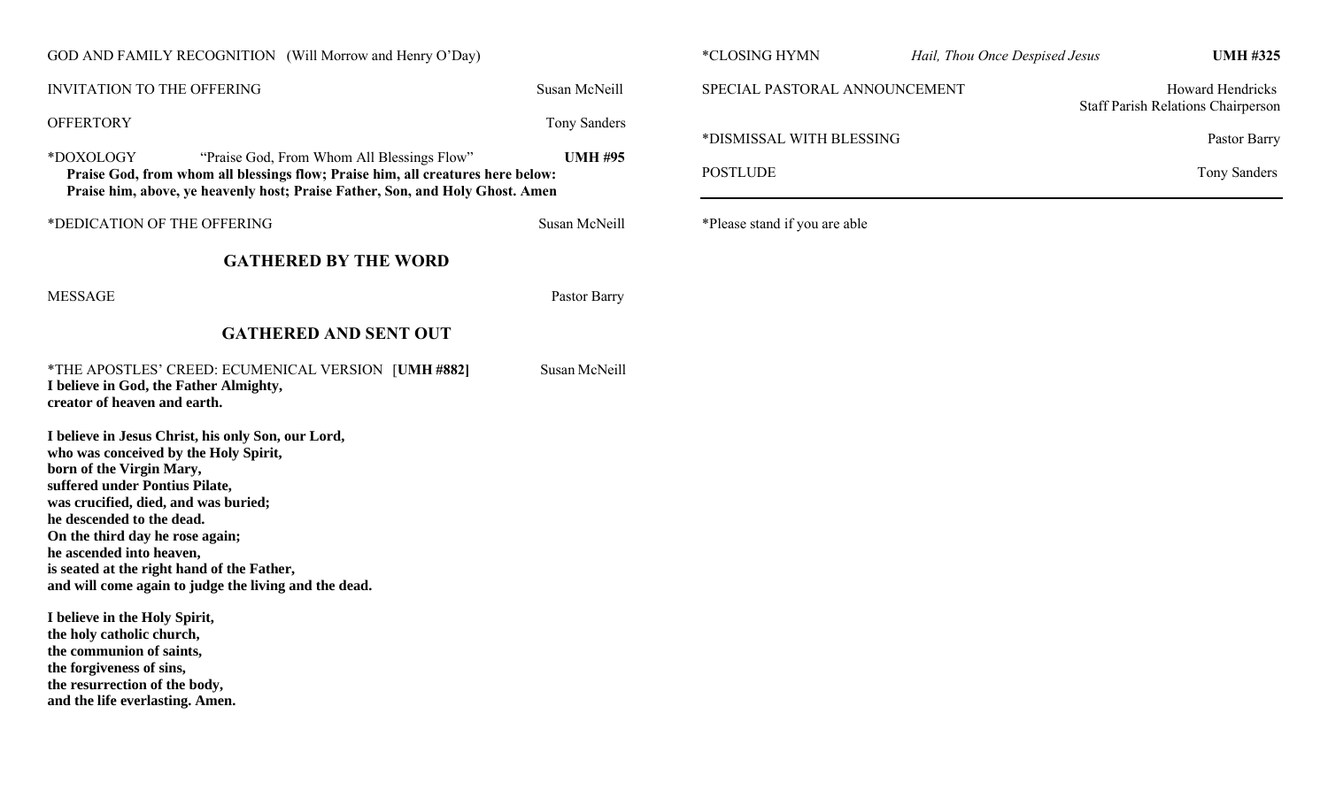GOD AND FAMILY RECOGNITION (Will Morrow and Henry O'Day)

INVITATION TO THE OFFERING — Susan McNeill

OFFERTORY — Tony Sanders

*DOXOLOGY "Praise God, From Whom All Blessings Flow" **UMH #95**

**Praise God, from whom all blessings flow; Praise him, all creatures here below:**
**Praise him, above, ye heavenly host; Praise Father, Son, and Holy Ghost. Amen**

*DEDICATION OF THE OFFERING — Susan McNeill

## GATHERED BY THE WORD

MESSAGE — Pastor Barry

## GATHERED AND SENT OUT

*THE APOSTLES' CREED: ECUMENICAL VERSION [**UMH #882]** — Susan McNeill

**I believe in God, the Father Almighty,**
**creator of heaven and earth.**

**I believe in Jesus Christ, his only Son, our Lord,**
**who was conceived by the Holy Spirit,**
**born of the Virgin Mary,**
**suffered under Pontius Pilate,**
**was crucified, died, and was buried;**
**he descended to the dead.**
**On the third day he rose again;**
**he ascended into heaven,**
**is seated at the right hand of the Father,**
**and will come again to judge the living and the dead.**

**I believe in the Holy Spirit,**
**the holy catholic church,**
**the communion of saints,**
**the forgiveness of sins,**
**the resurrection of the body,**
**and the life everlasting. Amen.**

*CLOSING HYMN *Hail, Thou Once Despised Jesus* **UMH #325**

SPECIAL PASTORAL ANNOUNCEMENT — Howard Hendricks
Staff Parish Relations Chairperson

*DISMISSAL WITH BLESSING — Pastor Barry

POSTLUDE — Tony Sanders

---

*Please stand if you are able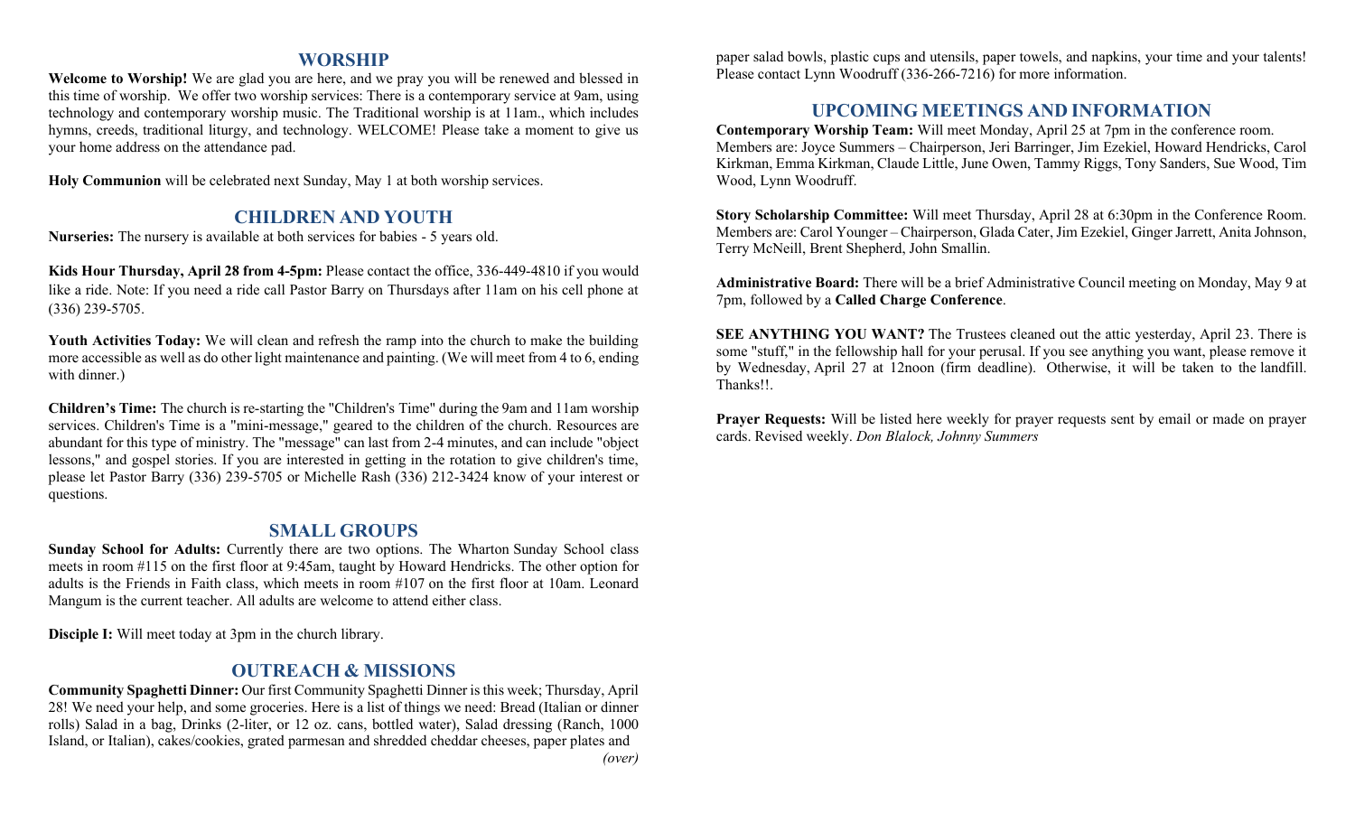## WORSHIP

**Welcome to Worship!** We are glad you are here, and we pray you will be renewed and blessed in this time of worship. We offer two worship services: There is a contemporary service at 9am, using technology and contemporary worship music. The Traditional worship is at 11am., which includes hymns, creeds, traditional liturgy, and technology. WELCOME! Please take a moment to give us your home address on the attendance pad.

**Holy Communion** will be celebrated next Sunday, May 1 at both worship services.

## CHILDREN AND YOUTH

**Nurseries:** The nursery is available at both services for babies - 5 years old.

**Kids Hour Thursday, April 28 from 4-5pm:** Please contact the office, 336-449-4810 if you would like a ride. Note: If you need a ride call Pastor Barry on Thursdays after 11am on his cell phone at (336) 239-5705.

**Youth Activities Today:** We will clean and refresh the ramp into the church to make the building more accessible as well as do other light maintenance and painting. (We will meet from 4 to 6, ending with dinner.)

**Children's Time:** The church is re-starting the "Children's Time" during the 9am and 11am worship services. Children's Time is a "mini-message," geared to the children of the church. Resources are abundant for this type of ministry. The "message" can last from 2-4 minutes, and can include "object lessons," and gospel stories. If you are interested in getting in the rotation to give children's time, please let Pastor Barry (336) 239-5705 or Michelle Rash (336) 212-3424 know of your interest or questions.

## SMALL GROUPS

**Sunday School for Adults:** Currently there are two options. The Wharton Sunday School class meets in room #115 on the first floor at 9:45am, taught by Howard Hendricks. The other option for adults is the Friends in Faith class, which meets in room #107 on the first floor at 10am. Leonard Mangum is the current teacher. All adults are welcome to attend either class.

**Disciple I:** Will meet today at 3pm in the church library.

## OUTREACH & MISSIONS

**Community Spaghetti Dinner:** Our first Community Spaghetti Dinner is this week; Thursday, April 28! We need your help, and some groceries. Here is a list of things we need: Bread (Italian or dinner rolls) Salad in a bag, Drinks (2-liter, or 12 oz. cans, bottled water), Salad dressing (Ranch, 1000 Island, or Italian), cakes/cookies, grated parmesan and shredded cheddar cheeses, paper plates and *(over)* paper salad bowls, plastic cups and utensils, paper towels, and napkins, your time and your talents! Please contact Lynn Woodruff (336-266-7216) for more information.

## UPCOMING MEETINGS AND INFORMATION

**Contemporary Worship Team:** Will meet Monday, April 25 at 7pm in the conference room. Members are: Joyce Summers – Chairperson, Jeri Barringer, Jim Ezekiel, Howard Hendricks, Carol Kirkman, Emma Kirkman, Claude Little, June Owen, Tammy Riggs, Tony Sanders, Sue Wood, Tim Wood, Lynn Woodruff.

**Story Scholarship Committee:** Will meet Thursday, April 28 at 6:30pm in the Conference Room. Members are: Carol Younger – Chairperson, Glada Cater, Jim Ezekiel, Ginger Jarrett, Anita Johnson, Terry McNeill, Brent Shepherd, John Smallin.

**Administrative Board:** There will be a brief Administrative Council meeting on Monday, May 9 at 7pm, followed by a **Called Charge Conference**.

**SEE ANYTHING YOU WANT?** The Trustees cleaned out the attic yesterday, April 23. There is some "stuff," in the fellowship hall for your perusal. If you see anything you want, please remove it by Wednesday, April 27 at 12noon (firm deadline). Otherwise, it will be taken to the landfill. Thanks!!.

**Prayer Requests:** Will be listed here weekly for prayer requests sent by email or made on prayer cards. Revised weekly. *Don Blalock, Johnny Summers*